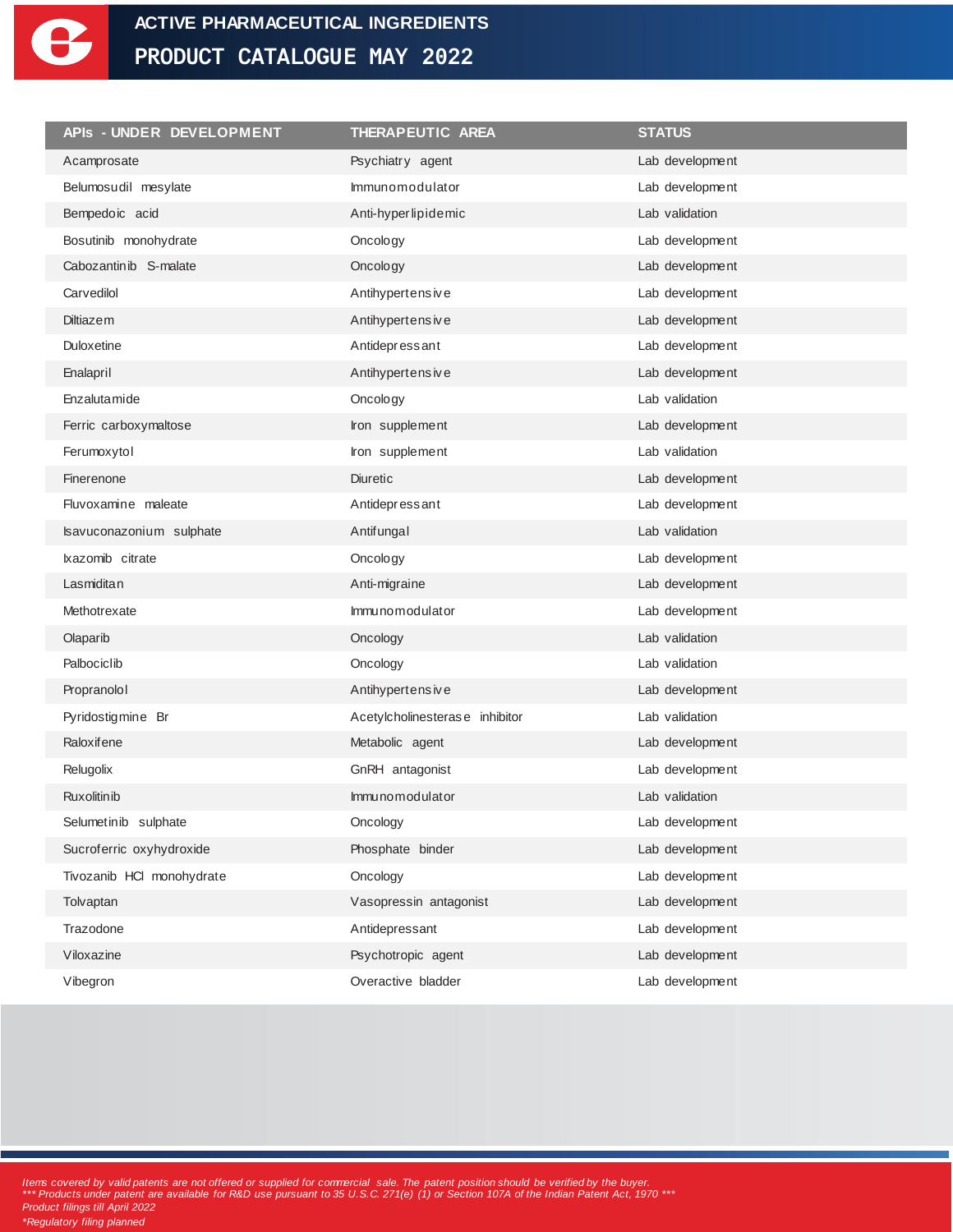# ACTIVE PHARMACEUTICAL INGREDIENTS

## PRODUCT CATALOGUE MAY 2022

| APIs - UNDER DEVELOPMENT | THERAPEUTIC AREA | STATUS |
|---|---|---|
| Acamprosate | Psychiatry agent | Lab development |
| Belumosudil mesylate | Immunomodulator | Lab development |
| Bempedoic acid | Anti-hyperlipidemic | Lab validation |
| Bosutinib monohydrate | Oncology | Lab development |
| Cabozantinib S-malate | Oncology | Lab development |
| Carvedilol | Antihypertensive | Lab development |
| Diltiazem | Antihypertensive | Lab development |
| Duloxetine | Antidepressant | Lab development |
| Enalapril | Antihypertensive | Lab development |
| Enzalutamide | Oncology | Lab validation |
| Ferric carboxymaltose | Iron supplement | Lab development |
| Ferumoxytol | Iron supplement | Lab validation |
| Finerenone | Diuretic | Lab development |
| Fluvoxamine maleate | Antidepressant | Lab development |
| Isavuconazonium sulphate | Antifungal | Lab validation |
| Ixazomib citrate | Oncology | Lab development |
| Lasmiditan | Anti-migraine | Lab development |
| Methotrexate | Immunomodulator | Lab development |
| Olaparib | Oncology | Lab validation |
| Palbociclib | Oncology | Lab validation |
| Propranolol | Antihypertensive | Lab development |
| Pyridostigmine Br | Acetylcholinesterase inhibitor | Lab validation |
| Raloxifene | Metabolic agent | Lab development |
| Relugolix | GnRH antagonist | Lab development |
| Ruxolitinib | Immunomodulator | Lab validation |
| Selumetinib sulphate | Oncology | Lab development |
| Sucroferric oxyhydroxide | Phosphate binder | Lab development |
| Tivozanib HCl monohydrate | Oncology | Lab development |
| Tolvaptan | Vasopressin antagonist | Lab development |
| Trazodone | Antidepressant | Lab development |
| Viloxazine | Psychotropic agent | Lab development |
| Vibegron | Overactive bladder | Lab development |

*Items covered by valid patents are not offered or supplied for commercial sale. The patent position should be verified by the buyer.*
****** Products under patent are available for R&D use pursuant to 35 U.S.C. 271(e) (1) or Section 107A of the Indian Patent Act, 1970 ******
*Product filings till April 2022*
**Regulatory filing planned*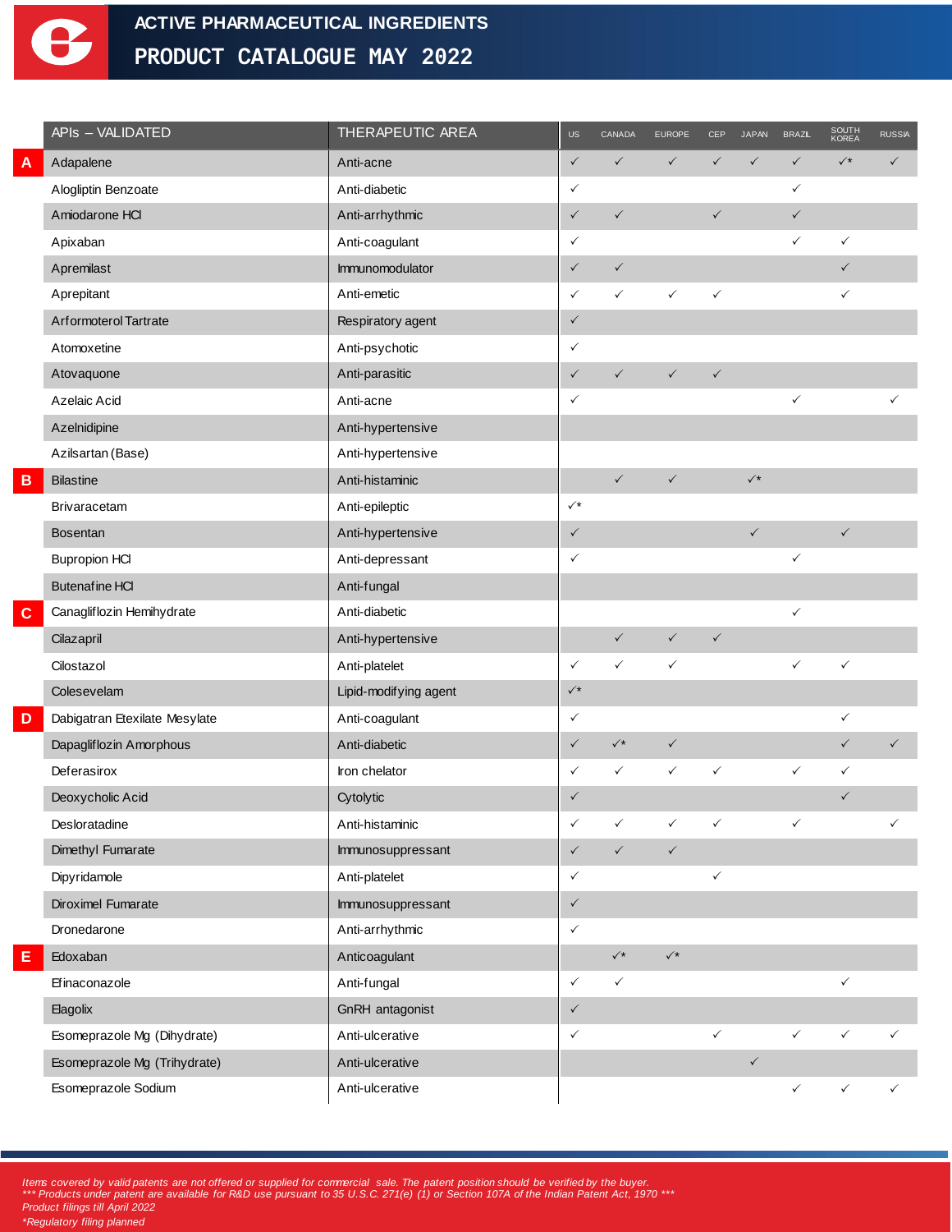# ACTIVE PHARMACEUTICAL INGREDIENTS
## PRODUCT CATALOGUE MAY 2022

| | APIs – VALIDATED | THERAPEUTIC AREA | US | CANADA | EUROPE | CEP | JAPAN | BRAZIL | SOUTH KOREA | RUSSIA |
|---|---|---|---|---|---|---|---|---|---|---|
| A | Adapalene | Anti-acne | ✓ | ✓ | ✓ | ✓ | ✓ | ✓ | ✓* | ✓ |
| | Alogliptin Benzoate | Anti-diabetic | ✓ | | | | | ✓ | | |
| | Amiodarone HCl | Anti-arrhythmic | ✓ | ✓ | | ✓ | | ✓ | | |
| | Apixaban | Anti-coagulant | ✓ | | | | | ✓ | ✓ | |
| | Apremilast | Immunomodulator | ✓ | ✓ | | | | | ✓ | |
| | Aprepitant | Anti-emetic | ✓ | ✓ | ✓ | ✓ | | | ✓ | |
| | Arformoterol Tartrate | Respiratory agent | ✓ | | | | | | | |
| | Atomoxetine | Anti-psychotic | ✓ | | | | | | | |
| | Atovaquone | Anti-parasitic | ✓ | ✓ | ✓ | ✓ | | | | |
| | Azelaic Acid | Anti-acne | ✓ | | | | | ✓ | | ✓ |
| | Azelnidipine | Anti-hypertensive | | | | | | | | |
| | Azilsartan (Base) | Anti-hypertensive | | | | | | | | |
| B | Bilastine | Anti-histaminic | | ✓ | ✓ | | ✓* | | | |
| | Brivaracetam | Anti-epileptic | ✓* | | | | | | | |
| | Bosentan | Anti-hypertensive | ✓ | | | | ✓ | | ✓ | |
| | Bupropion HCl | Anti-depressant | ✓ | | | | | ✓ | | |
| | Butenafine HCl | Anti-fungal | | | | | | | | |
| C | Canagliflozin Hemihydrate | Anti-diabetic | | | | | | ✓ | | |
| | Cilazapril | Anti-hypertensive | | ✓ | ✓ | ✓ | | | | |
| | Cilostazol | Anti-platelet | ✓ | ✓ | ✓ | | | ✓ | ✓ | |
| | Colesevelam | Lipid-modifying agent | ✓* | | | | | | | |
| D | Dabigatran Etexilate Mesylate | Anti-coagulant | ✓ | | | | | | ✓ | |
| | Dapagliflozin Amorphous | Anti-diabetic | ✓ | ✓* | ✓ | | | | ✓ | ✓ |
| | Deferasirox | Iron chelator | ✓ | ✓ | ✓ | ✓ | | ✓ | ✓ | |
| | Deoxycholic Acid | Cytolytic | ✓ | | | | | | ✓ | |
| | Desloratadine | Anti-histaminic | ✓ | ✓ | ✓ | ✓ | | ✓ | | ✓ |
| | Dimethyl Fumarate | Immunosuppressant | ✓ | ✓ | ✓ | | | | | |
| | Dipyridamole | Anti-platelet | ✓ | | | ✓ | | | | |
| | Diroximel Fumarate | Immunosuppressant | ✓ | | | | | | | |
| | Dronedarone | Anti-arrhythmic | ✓ | | | | | | | |
| E | Edoxaban | Anticoagulant | | ✓* | ✓* | | | | | |
| | Efinaconazole | Anti-fungal | ✓ | ✓ | | | | | ✓ | |
| | Elagolix | GnRH antagonist | ✓ | | | | | | | |
| | Esomeprazole Mg (Dihydrate) | Anti-ulcerative | ✓ | | | ✓ | | ✓ | ✓ | ✓ |
| | Esomeprazole Mg (Trihydrate) | Anti-ulcerative | | | | | ✓ | | | |
| | Esomeprazole Sodium | Anti-ulcerative | | | | | | ✓ | ✓ | ✓ |

*Items covered by valid patents are not offered or supplied for commercial sale. The patent position should be verified by the buyer.*
*\*\*\* Products under patent are available for R&D use pursuant to 35 U.S.C. 271(e) (1) or Section 107A of the Indian Patent Act, 1970 \*\*\**
*Product filings till April 2022*
*\*Regulatory filing planned*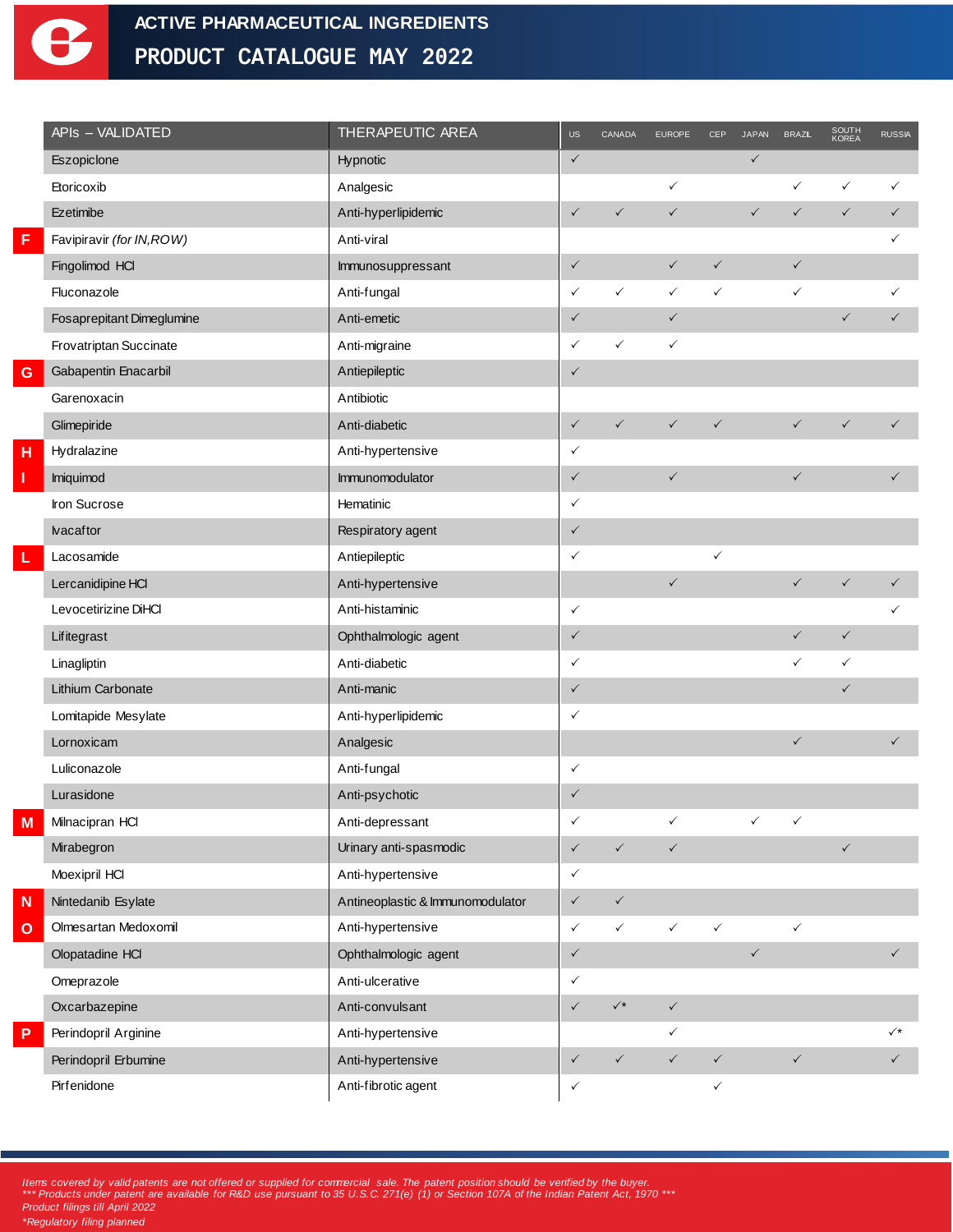# ACTIVE PHARMACEUTICAL INGREDIENTS

## PRODUCT CATALOGUE MAY 2022

| | APIs – VALIDATED | THERAPEUTIC AREA | US | CANADA | EUROPE | CEP | JAPAN | BRAZIL | SOUTH KOREA | RUSSIA |
|---|---|---|---|---|---|---|---|---|---|---|
| | Eszopiclone | Hypnotic | ✓ | | | | ✓ | | | |
| | Etoricoxib | Analgesic | | | ✓ | | | ✓ | ✓ | ✓ |
| | Ezetimibe | Anti-hyperlipidemic | ✓ | ✓ | ✓ | | ✓ | ✓ | ✓ | ✓ |
| F | Favipiravir *(for IN,ROW)* | Anti-viral | | | | | | | | ✓ |
| | Fingolimod HCl | Immunosuppressant | ✓ | | ✓ | ✓ | | ✓ | | |
| | Fluconazole | Anti-fungal | ✓ | ✓ | ✓ | ✓ | | ✓ | | ✓ |
| | Fosaprepitant Dimeglumine | Anti-emetic | ✓ | | ✓ | | | | ✓ | ✓ |
| | Frovatriptan Succinate | Anti-migraine | ✓ | ✓ | ✓ | | | | | |
| G | Gabapentin Enacarbil | Antiepileptic | ✓ | | | | | | | |
| | Garenoxacin | Antibiotic | | | | | | | | |
| | Glimepiride | Anti-diabetic | ✓ | ✓ | ✓ | ✓ | | ✓ | ✓ | ✓ |
| H | Hydralazine | Anti-hypertensive | ✓ | | | | | | | |
| I | Imiquimod | Immunomodulator | ✓ | | ✓ | | | ✓ | | ✓ |
| | Iron Sucrose | Hematinic | ✓ | | | | | | | |
| | Ivacaftor | Respiratory agent | ✓ | | | | | | | |
| L | Lacosamide | Antiepileptic | ✓ | | | ✓ | | | | |
| | Lercanidipine HCl | Anti-hypertensive | | | ✓ | | | ✓ | ✓ | ✓ |
| | Levocetirizine DiHCl | Anti-histaminic | ✓ | | | | | | | ✓ |
| | Lifitegrast | Ophthalmologic agent | ✓ | | | | | ✓ | ✓ | |
| | Linagliptin | Anti-diabetic | ✓ | | | | | ✓ | ✓ | |
| | Lithium Carbonate | Anti-manic | ✓ | | | | | | ✓ | |
| | Lomitapide Mesylate | Anti-hyperlipidemic | ✓ | | | | | | | |
| | Lornoxicam | Analgesic | | | | | | ✓ | | ✓ |
| | Luliconazole | Anti-fungal | ✓ | | | | | | | |
| | Lurasidone | Anti-psychotic | ✓ | | | | | | | |
| M | Milnacipran HCl | Anti-depressant | ✓ | | ✓ | | ✓ | ✓ | | |
| | Mirabegron | Urinary anti-spasmodic | ✓ | ✓ | ✓ | | | | ✓ | |
| | Moexipril HCl | Anti-hypertensive | ✓ | | | | | | | |
| N | Nintedanib Esylate | Antineoplastic & Immunomodulator | ✓ | ✓ | | | | | | |
| O | Olmesartan Medoxomil | Anti-hypertensive | ✓ | ✓ | ✓ | ✓ | | ✓ | | |
| | Olopatadine HCl | Ophthalmologic agent | ✓ | | | | ✓ | | | ✓ |
| | Omeprazole | Anti-ulcerative | ✓ | | | | | | | |
| | Oxcarbazepine | Anti-convulsant | ✓ | ✓* | ✓ | | | | | |
| P | Perindopril Arginine | Anti-hypertensive | | | ✓ | | | | | ✓* |
| | Perindopril Erbumine | Anti-hypertensive | ✓ | ✓ | ✓ | ✓ | | ✓ | | ✓ |
| | Pirfenidone | Anti-fibrotic agent | ✓ | | | ✓ | | | | |

*Items covered by valid patents are not offered or supplied for commercial sale. The patent position should be verified by the buyer.*
*\*\*\* Products under patent are available for R&D use pursuant to 35 U.S.C. 271(e) (1) or Section 107A of the Indian Patent Act, 1970 \*\*\**
*Product filings till April 2022*
*\*Regulatory filing planned*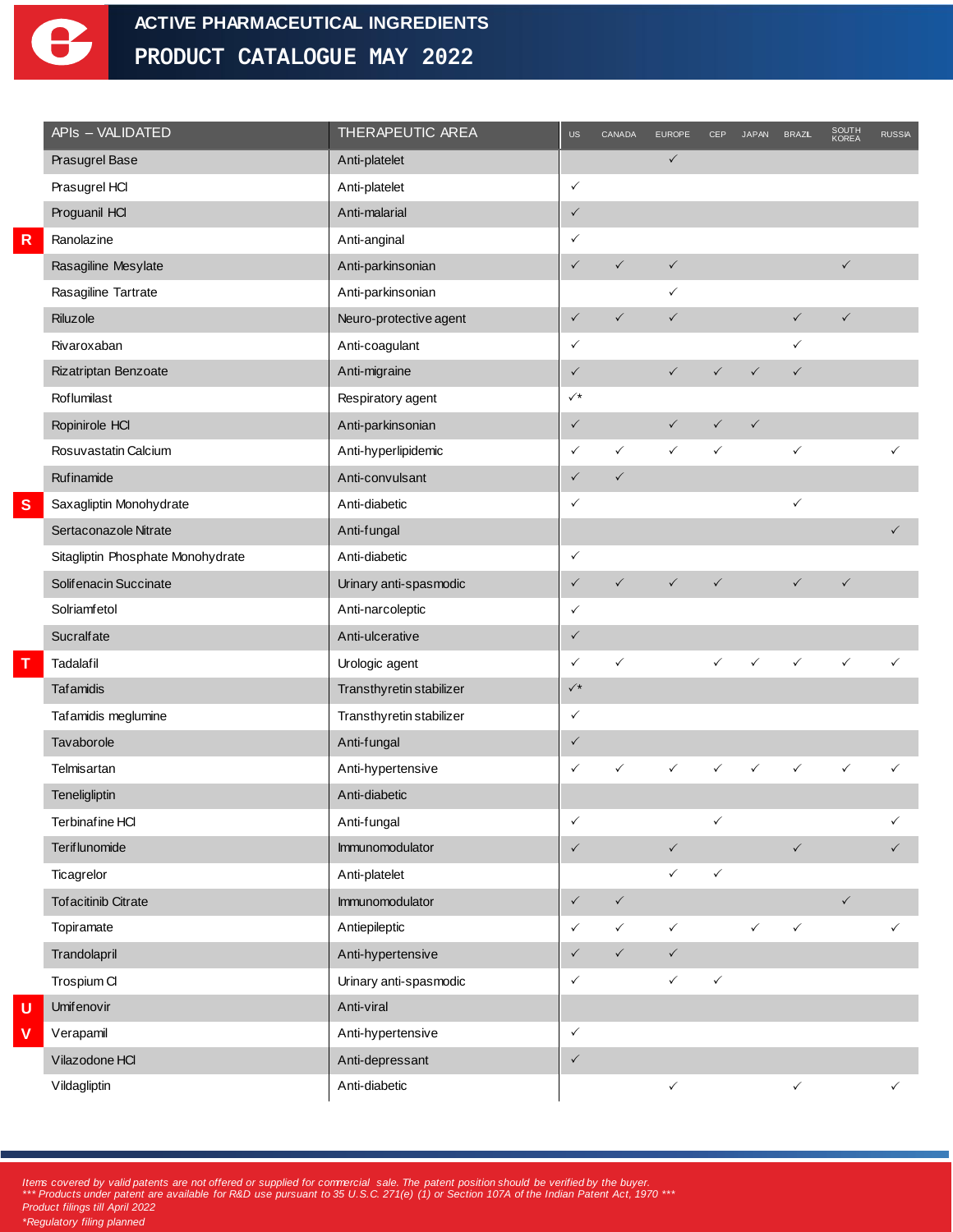# ACTIVE PHARMACEUTICAL INGREDIENTS

## PRODUCT CATALOGUE MAY 2022

| | APIs – VALIDATED | THERAPEUTIC AREA | US | CANADA | EUROPE | CEP | JAPAN | BRAZIL | SOUTH KOREA | RUSSIA |
|---|---|---|---|---|---|---|---|---|---|---|
| | Prasugrel Base | Anti-platelet | | | ✓ | | | | | |
| | Prasugrel HCl | Anti-platelet | ✓ | | | | | | | |
| | Proguanil HCl | Anti-malarial | ✓ | | | | | | | |
| R | Ranolazine | Anti-anginal | ✓ | | | | | | | |
| | Rasagiline Mesylate | Anti-parkinsonian | ✓ | ✓ | ✓ | | | | ✓ | |
| | Rasagiline Tartrate | Anti-parkinsonian | | | ✓ | | | | | |
| | Riluzole | Neuro-protective agent | ✓ | ✓ | ✓ | | | ✓ | ✓ | |
| | Rivaroxaban | Anti-coagulant | ✓ | | | | | ✓ | | |
| | Rizatriptan Benzoate | Anti-migraine | ✓ | | ✓ | ✓ | ✓ | ✓ | | |
| | Roflumilast | Respiratory agent | ✓* | | | | | | | |
| | Ropinirole HCl | Anti-parkinsonian | ✓ | | ✓ | ✓ | ✓ | | | |
| | Rosuvastatin Calcium | Anti-hyperlipidemic | ✓ | ✓ | ✓ | ✓ | | ✓ | | ✓ |
| | Rufinamide | Anti-convulsant | ✓ | ✓ | | | | | | |
| S | Saxagliptin Monohydrate | Anti-diabetic | ✓ | | | | | ✓ | | |
| | Sertaconazole Nitrate | Anti-fungal | | | | | | | | ✓ |
| | Sitagliptin Phosphate Monohydrate | Anti-diabetic | ✓ | | | | | | | |
| | Solifenacin Succinate | Urinary anti-spasmodic | ✓ | ✓ | ✓ | ✓ | | ✓ | ✓ | |
| | Solriamfetol | Anti-narcoleptic | ✓ | | | | | | | |
| | Sucralfate | Anti-ulcerative | ✓ | | | | | | | |
| T | Tadalafil | Urologic agent | ✓ | ✓ | | ✓ | ✓ | ✓ | ✓ | ✓ |
| | Tafamidis | Transthyretin stabilizer | ✓* | | | | | | | |
| | Tafamidis meglumine | Transthyretin stabilizer | ✓ | | | | | | | |
| | Tavaborole | Anti-fungal | ✓ | | | | | | | |
| | Telmisartan | Anti-hypertensive | ✓ | ✓ | ✓ | ✓ | ✓ | ✓ | ✓ | ✓ |
| | Teneligliptin | Anti-diabetic | | | | | | | | |
| | Terbinafine HCl | Anti-fungal | ✓ | | | ✓ | | | | ✓ |
| | Teriflunomide | Immunomodulator | ✓ | | ✓ | | | ✓ | | ✓ |
| | Ticagrelor | Anti-platelet | | | ✓ | ✓ | | | | |
| | Tofacitinib Citrate | Immunomodulator | ✓ | ✓ | | | | | ✓ | |
| | Topiramate | Antiepileptic | ✓ | ✓ | ✓ | | ✓ | ✓ | | ✓ |
| | Trandolapril | Anti-hypertensive | ✓ | ✓ | ✓ | | | | | |
| | Trospium Cl | Urinary anti-spasmodic | ✓ | | ✓ | ✓ | | | | |
| U | Umifenovir | Anti-viral | | | | | | | | |
| V | Verapamil | Anti-hypertensive | ✓ | | | | | | | |
| | Vilazodone HCl | Anti-depressant | ✓ | | | | | | | |
| | Vildagliptin | Anti-diabetic | | | ✓ | | | ✓ | | ✓ |

*Items covered by valid patents are not offered or supplied for commercial sale. The patent position should be verified by the buyer.*
****** Products under patent are available for R&D use pursuant to 35 U.S.C. 271(e) (1) or Section 107A of the Indian Patent Act, 1970 ******
*Product filings till April 2022*
**Regulatory filing planned*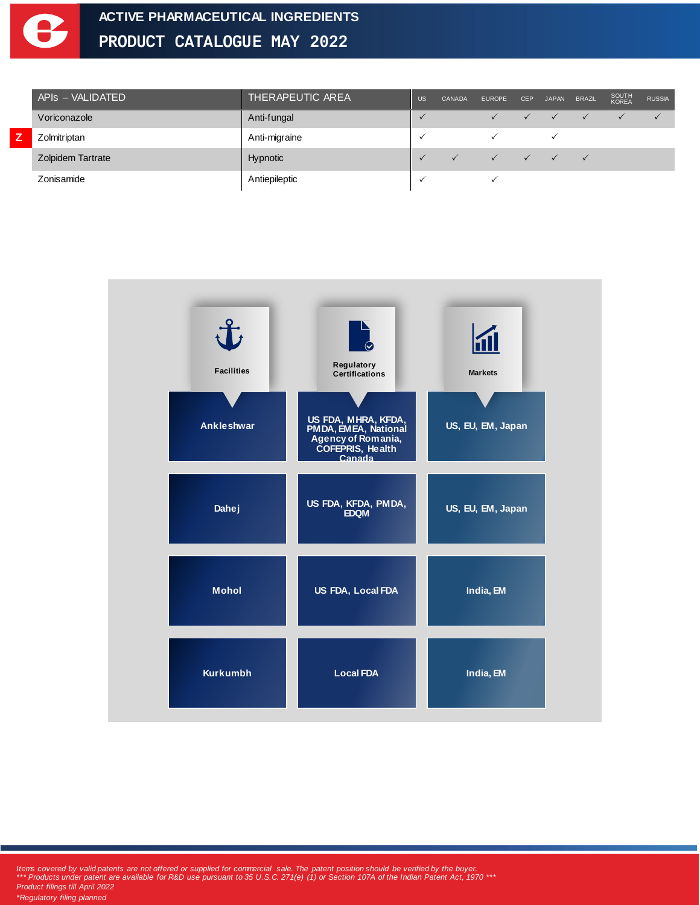# ACTIVE PHARMACEUTICAL INGREDIENTS
## PRODUCT CATALOGUE MAY 2022

| | APIs – VALIDATED | THERAPEUTIC AREA | US | CANADA | EUROPE | CEP | JAPAN | BRAZIL | SOUTH KOREA | RUSSIA |
|---|---|---|---|---|---|---|---|---|---|---|
| | Voriconazole | Anti-fungal | ✓ | | ✓ | ✓ | ✓ | ✓ | ✓ | ✓ |
| Z | Zolmitriptan | Anti-migraine | ✓ | | ✓ | | ✓ | | | |
| | Zolpidem Tartrate | Hypnotic | ✓ | ✓ | ✓ | ✓ | ✓ | ✓ | | |
| | Zonisamide | Antiepileptic | ✓ | | ✓ | | | | | |

| Facilities | Regulatory Certifications | Markets |
|---|---|---|
| Ankleshwar | US FDA, MHRA, KFDA, PMDA, EMEA, National Agency of Romania, COFEPRIS, Health Canada | US, EU, EM, Japan |
| Dahej | US FDA, KFDA, PMDA, EDQM | US, EU, EM, Japan |
| Mohol | US FDA, Local FDA | India, EM |
| Kurkumbh | Local FDA | India, EM |

*Items covered by valid patents are not offered or supplied for commercial sale. The patent position should be verified by the buyer.*
**** Products under patent are available for R&D use pursuant to 35 U.S.C. 271(e) (1) or Section 107A of the Indian Patent Act, 1970 ****
*Product filings till April 2022*
**Regulatory filing planned*